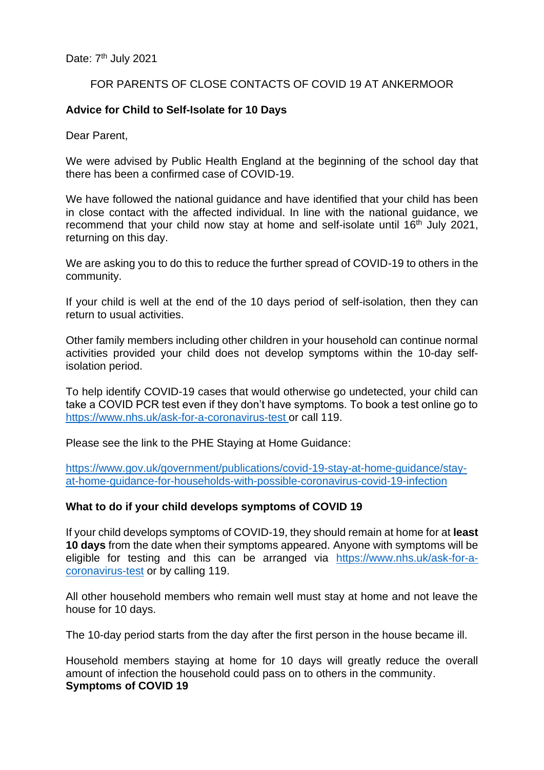Date: 7th July 2021

FOR PARENTS OF CLOSE CONTACTS OF COVID 19 AT ANKERMOOR

**Advice for Child to Self-Isolate for 10 Days**

Dear Parent,

We were advised by Public Health England at the beginning of the school day that there has been a confirmed case of COVID-19.

We have followed the national guidance and have identified that your child has been in close contact with the affected individual. In line with the national guidance, we recommend that your child now stay at home and self-isolate until 16th July 2021, returning on this day.

We are asking you to do this to reduce the further spread of COVID-19 to others in the community.

If your child is well at the end of the 10 days period of self-isolation, then they can return to usual activities.

Other family members including other children in your household can continue normal activities provided your child does not develop symptoms within the 10-day self-isolation period.

To help identify COVID-19 cases that would otherwise go undetected, your child can take a COVID PCR test even if they don't have symptoms. To book a test online go to https://www.nhs.uk/ask-for-a-coronavirus-test or call 119.

Please see the link to the PHE Staying at Home Guidance:

https://www.gov.uk/government/publications/covid-19-stay-at-home-guidance/stay-at-home-guidance-for-households-with-possible-coronavirus-covid-19-infection

**What to do if your child develops symptoms of COVID 19**

If your child develops symptoms of COVID-19, they should remain at home for at **least 10 days** from the date when their symptoms appeared. Anyone with symptoms will be eligible for testing and this can be arranged via https://www.nhs.uk/ask-for-a-coronavirus-test or by calling 119.

All other household members who remain well must stay at home and not leave the house for 10 days.

The 10-day period starts from the day after the first person in the house became ill.

Household members staying at home for 10 days will greatly reduce the overall amount of infection the household could pass on to others in the community.

**Symptoms of COVID 19**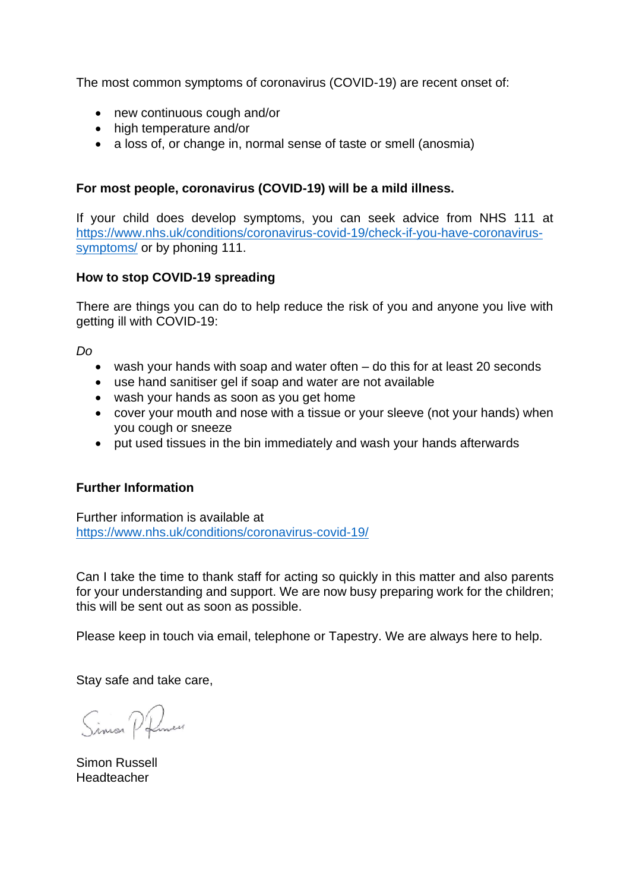The most common symptoms of coronavirus (COVID-19) are recent onset of:

- new continuous cough and/or
- high temperature and/or
- a loss of, or change in, normal sense of taste or smell (anosmia)

**For most people, coronavirus (COVID-19) will be a mild illness.**

If your child does develop symptoms, you can seek advice from NHS 111 at [https://www.nhs.uk/conditions/coronavirus-covid-19/check-if-you-have-coronavirus-symptoms/](https://www.nhs.uk/conditions/coronavirus-covid-19/check-if-you-have-coronavirus-symptoms/) or by phoning 111.

**How to stop COVID-19 spreading**

There are things you can do to help reduce the risk of you and anyone you live with getting ill with COVID-19:

*Do*

- wash your hands with soap and water often – do this for at least 20 seconds
- use hand sanitiser gel if soap and water are not available
- wash your hands as soon as you get home
- cover your mouth and nose with a tissue or your sleeve (not your hands) when you cough or sneeze
- put used tissues in the bin immediately and wash your hands afterwards

**Further Information**

Further information is available at
[https://www.nhs.uk/conditions/coronavirus-covid-19/](https://www.nhs.uk/conditions/coronavirus-covid-19/)

Can I take the time to thank staff for acting so quickly in this matter and also parents for your understanding and support. We are now busy preparing work for the children; this will be sent out as soon as possible.

Please keep in touch via email, telephone or Tapestry. We are always here to help.

Stay safe and take care,

Simon Russell
Headteacher